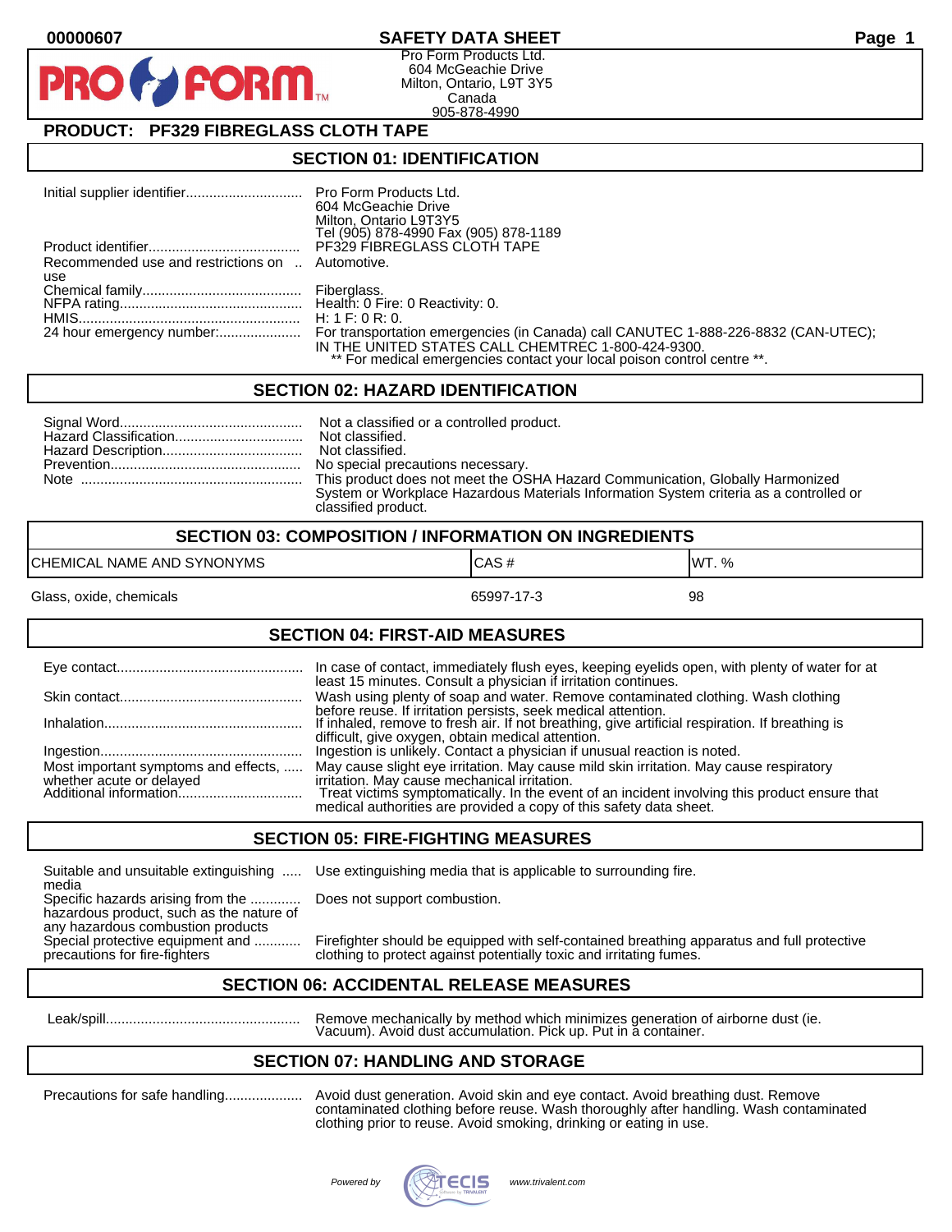00000607

# SAFETY DATA SHEET

Pro Form Products Ltd.
604 McGeachie Drive
Milton, Ontario, L9T 3Y5
Canada
905-878-4990

## PRODUCT: PF329 FIBREGLASS CLOTH TAPE

## SECTION 01: IDENTIFICATION

| | |
|---|---|
| Initial supplier identifier | Pro Form Products Ltd.<br>604 McGeachie Drive<br>Milton, Ontario L9T3Y5<br>Tel (905) 878-4990 Fax (905) 878-1189 |
| Product identifier | PF329 FIBREGLASS CLOTH TAPE |
| Recommended use and restrictions on use | Automotive. |
| Chemical family | Fiberglass. |
| NFPA rating | Health: 0 Fire: 0 Reactivity: 0. |
| HMIS | H: 1 F: 0 R: 0. |
| 24 hour emergency number: | For transportation emergencies (in Canada) call CANUTEC 1-888-226-8832 (CAN-UTEC); IN THE UNITED STATES CALL CHEMTREC 1-800-424-9300.<br>** For medical emergencies contact your local poison control centre **. |

## SECTION 02: HAZARD IDENTIFICATION

| | |
|---|---|
| Signal Word | Not a classified or a controlled product. |
| Hazard Classification | Not classified. |
| Hazard Description | Not classified. |
| Prevention | No special precautions necessary. |
| Note | This product does not meet the OSHA Hazard Communication, Globally Harmonized System or Workplace Hazardous Materials Information System criteria as a controlled or classified product. |

## SECTION 03: COMPOSITION / INFORMATION ON INGREDIENTS

| CHEMICAL NAME AND SYNONYMS | CAS # | WT. % |
|---|---|---|
| Glass, oxide, chemicals | 65997-17-3 | 98 |

## SECTION 04: FIRST-AID MEASURES

| | |
|---|---|
| Eye contact | In case of contact, immediately flush eyes, keeping eyelids open, with plenty of water for at least 15 minutes. Consult a physician if irritation continues. |
| Skin contact | Wash using plenty of soap and water. Remove contaminated clothing. Wash clothing before reuse. If irritation persists, seek medical attention. |
| Inhalation | If inhaled, remove to fresh air. If not breathing, give artificial respiration. If breathing is difficult, give oxygen, obtain medical attention. |
| Ingestion | Ingestion is unlikely. Contact a physician if unusual reaction is noted. |
| Most important symptoms and effects, whether acute or delayed | May cause slight eye irritation. May cause mild skin irritation. May cause respiratory irritation. May cause mechanical irritation. |
| Additional information | Treat victims symptomatically. In the event of an incident involving this product ensure that medical authorities are provided a copy of this safety data sheet. |

## SECTION 05: FIRE-FIGHTING MEASURES

| | |
|---|---|
| Suitable and unsuitable extinguishing media | Use extinguishing media that is applicable to surrounding fire. |
| Specific hazards arising from the hazardous product, such as the nature of any hazardous combustion products | Does not support combustion. |
| Special protective equipment and precautions for fire-fighters | Firefighter should be equipped with self-contained breathing apparatus and full protective clothing to protect against potentially toxic and irritating fumes. |

## SECTION 06: ACCIDENTAL RELEASE MEASURES

| | |
|---|---|
| Leak/spill | Remove mechanically by method which minimizes generation of airborne dust (ie. Vacuum). Avoid dust accumulation. Pick up. Put in a container. |

## SECTION 07: HANDLING AND STORAGE

| | |
|---|---|
| Precautions for safe handling | Avoid dust generation. Avoid skin and eye contact. Avoid breathing dust. Remove contaminated clothing before reuse. Wash thoroughly after handling. Wash contaminated clothing prior to reuse. Avoid smoking, drinking or eating in use. |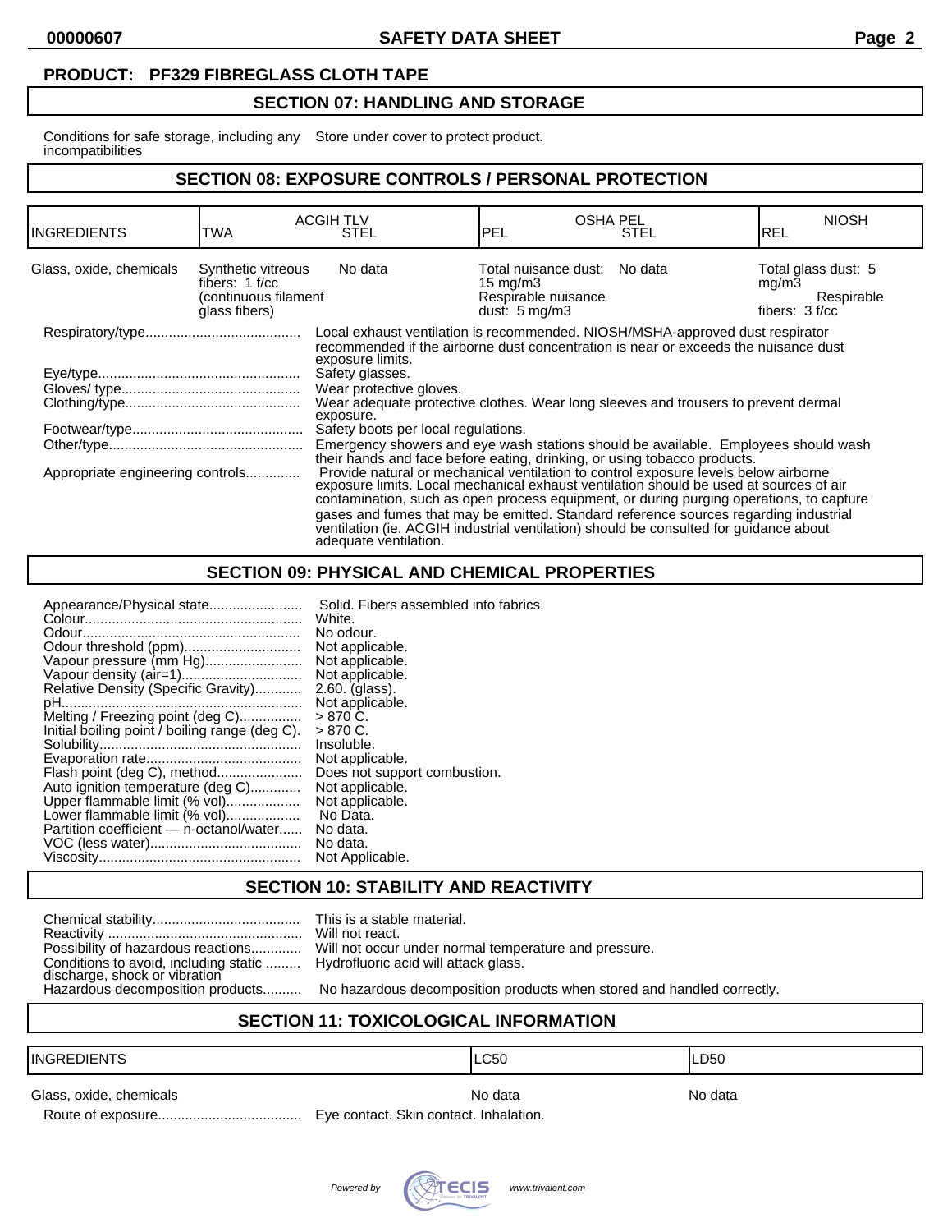**PRODUCT: PF329 FIBREGLASS CLOTH TAPE**

## SECTION 07: HANDLING AND STORAGE

Conditions for safe storage, including any incompatibilities: Store under cover to protect product.

## SECTION 08: EXPOSURE CONTROLS / PERSONAL PROTECTION

| INGREDIENTS | ACGIH TLV | | OSHA PEL | | NIOSH |
|---|---|---|---|---|---|
| | TWA | STEL | PEL | STEL | REL |
| Glass, oxide, chemicals | Synthetic vitreous fibers: 1 f/cc (continuous filament glass fibers) | No data | Total nuisance dust: 15 mg/m3 Respirable nuisance dust: 5 mg/m3 | No data | Total glass dust: 5 mg/m3 Respirable fibers: 3 f/cc |

Respiratory/type........................................ Local exhaust ventilation is recommended. NIOSH/MSHA-approved dust respirator recommended if the airborne dust concentration is near or exceeds the nuisance dust exposure limits.

Eye/type.................................................... Safety glasses.

Gloves/ type.............................................. Wear protective gloves.

Clothing/type............................................. Wear adequate protective clothes. Wear long sleeves and trousers to prevent dermal exposure.

Footwear/type............................................ Safety boots per local regulations.

Other/type.................................................. Emergency showers and eye wash stations should be available. Employees should wash their hands and face before eating, drinking, or using tobacco products.

Appropriate engineering controls............. Provide natural or mechanical ventilation to control exposure levels below airborne exposure limits. Local mechanical exhaust ventilation should be used at sources of air contamination, such as open process equipment, or during purging operations, to capture gases and fumes that may be emitted. Standard reference sources regarding industrial ventilation (ie. ACGIH industrial ventilation) should be consulted for guidance about adequate ventilation.

## SECTION 09: PHYSICAL AND CHEMICAL PROPERTIES

Appearance/Physical state........................ Solid. Fibers assembled into fabrics.
Colour........................................................ White.
Odour........................................................ No odour.
Odour threshold (ppm).............................. Not applicable.
Vapour pressure (mm Hg)......................... Not applicable.
Vapour density (air=1)............................... Not applicable.
Relative Density (Specific Gravity)............ 2.60. (glass).
pH.............................................................. Not applicable.
Melting / Freezing point (deg C)................ > 870 C.
Initial boiling point / boiling range (deg C). > 870 C.
Solubility.................................................... Insoluble.
Evaporation rate........................................ Not applicable.
Flash point (deg C), method...................... Does not support combustion.
Auto ignition temperature (deg C)............. Not applicable.
Upper flammable limit (% vol)................... Not applicable.
Lower flammable limit (% vol)................... No Data.
Partition coefficient — n-octanol/water...... No data.
VOC (less water)....................................... No data.
Viscosity.................................................... Not Applicable.

## SECTION 10: STABILITY AND REACTIVITY

Chemical stability...................................... This is a stable material.
Reactivity .................................................. Will not react.
Possibility of hazardous reactions............. Will not occur under normal temperature and pressure.
Conditions to avoid, including static discharge, shock or vibration ......... Hydrofluoric acid will attack glass.
Hazardous decomposition products.......... No hazardous decomposition products when stored and handled correctly.

## SECTION 11: TOXICOLOGICAL INFORMATION

| INGREDIENTS | LC50 | LD50 |
|---|---|---|
| Glass, oxide, chemicals | No data | No data |

Route of exposure..................................... Eye contact. Skin contact. Inhalation.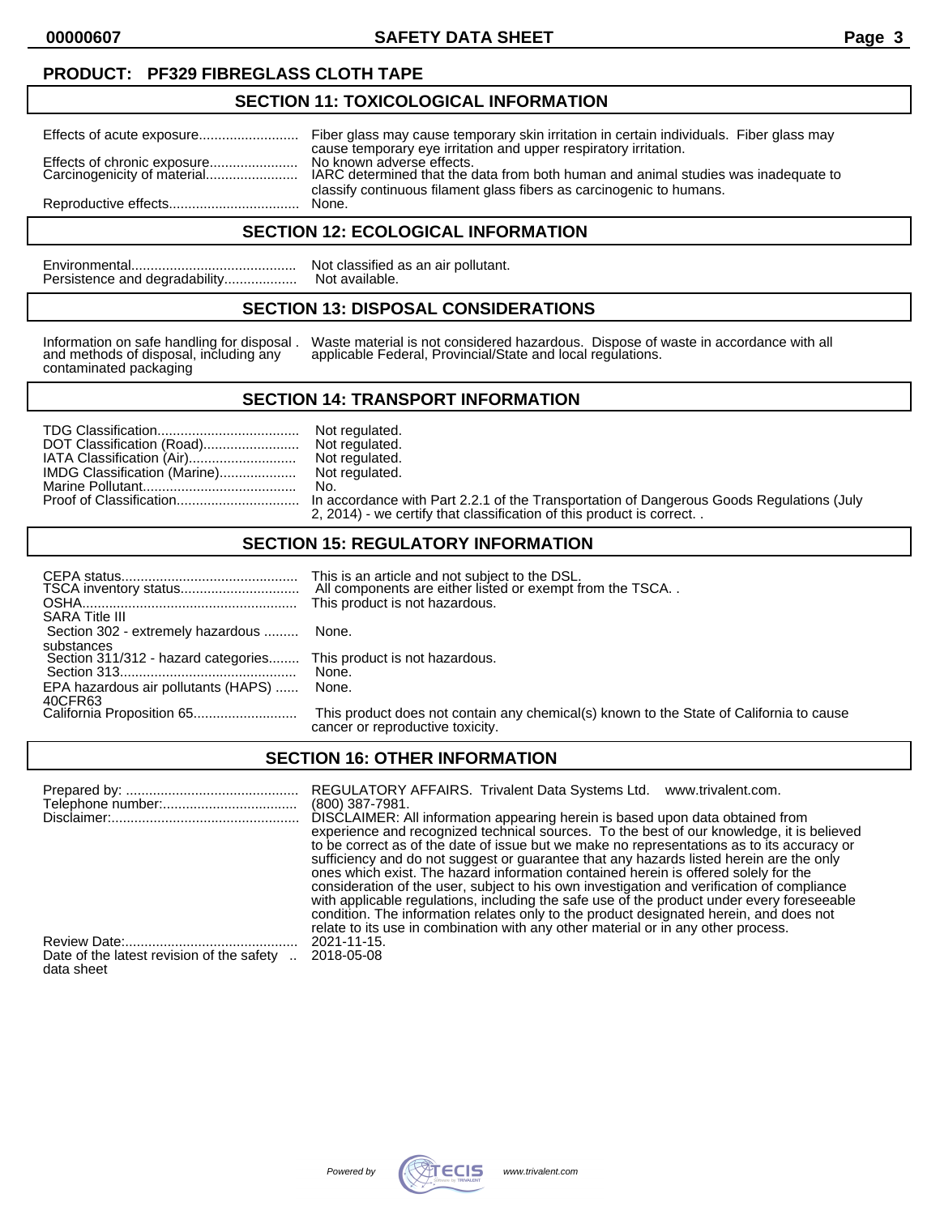**PRODUCT: PF329 FIBREGLASS CLOTH TAPE**

## SECTION 11: TOXICOLOGICAL INFORMATION

| | |
|---|---|
| Effects of acute exposure.......................... | Fiber glass may cause temporary skin irritation in certain individuals. Fiber glass may cause temporary eye irritation and upper respiratory irritation. |
| Effects of chronic exposure....................... | No known adverse effects. |
| Carcinogenicity of material........................ | IARC determined that the data from both human and animal studies was inadequate to classify continuous filament glass fibers as carcinogenic to humans. |
| Reproductive effects................................. | None. |

## SECTION 12: ECOLOGICAL INFORMATION

| | |
|---|---|
| Environmental........................................... | Not classified as an air pollutant. |
| Persistence and degradability................... | Not available. |

## SECTION 13: DISPOSAL CONSIDERATIONS

| | |
|---|---|
| Information on safe handling for disposal . and methods of disposal, including any contaminated packaging | Waste material is not considered hazardous. Dispose of waste in accordance with all applicable Federal, Provincial/State and local regulations. |

## SECTION 14: TRANSPORT INFORMATION

| | |
|---|---|
| TDG Classification..................................... | Not regulated. |
| DOT Classification (Road)......................... | Not regulated. |
| IATA Classification (Air)............................ | Not regulated. |
| IMDG Classification (Marine).................... | Not regulated. |
| Marine Pollutant........................................ | No. |
| Proof of Classification................................ | In accordance with Part 2.2.1 of the Transportation of Dangerous Goods Regulations (July 2, 2014) - we certify that classification of this product is correct. . |

## SECTION 15: REGULATORY INFORMATION

| | |
|---|---|
| CEPA status.............................................. | This is an article and not subject to the DSL. |
| TSCA inventory status............................... | All components are either listed or exempt from the TSCA. . |
| OSHA........................................................ | This product is not hazardous. |
| SARA Title III | |
| Section 302 - extremely hazardous ......... substances | None. |
| Section 311/312 - hazard categories........ | This product is not hazardous. |
| Section 313.............................................. | None. |
| EPA hazardous air pollutants (HAPS) ...... 40CFR63 | None. |
| California Proposition 65........................... | This product does not contain any chemical(s) known to the State of California to cause cancer or reproductive toxicity. |

## SECTION 16: OTHER INFORMATION

| | |
|---|---|
| Prepared by: ............................................. | REGULATORY AFFAIRS. Trivalent Data Systems Ltd. www.trivalent.com. |
| Telephone number:................................... | (800) 387-7981. |
| Disclaimer:................................................. | DISCLAIMER: All information appearing herein is based upon data obtained from experience and recognized technical sources. To the best of our knowledge, it is believed to be correct as of the date of issue but we make no representations as to its accuracy or sufficiency and do not suggest or guarantee that any hazards listed herein are the only ones which exist. The hazard information contained herein is offered solely for the consideration of the user, subject to his own investigation and verification of compliance with applicable regulations, including the safe use of the product under every foreseeable condition. The information relates only to the product designated herein, and does not relate to its use in combination with any other material or in any other process. |
| Review Date:............................................. | 2021-11-15. |
| Date of the latest revision of the safety .. data sheet | 2018-05-08 |